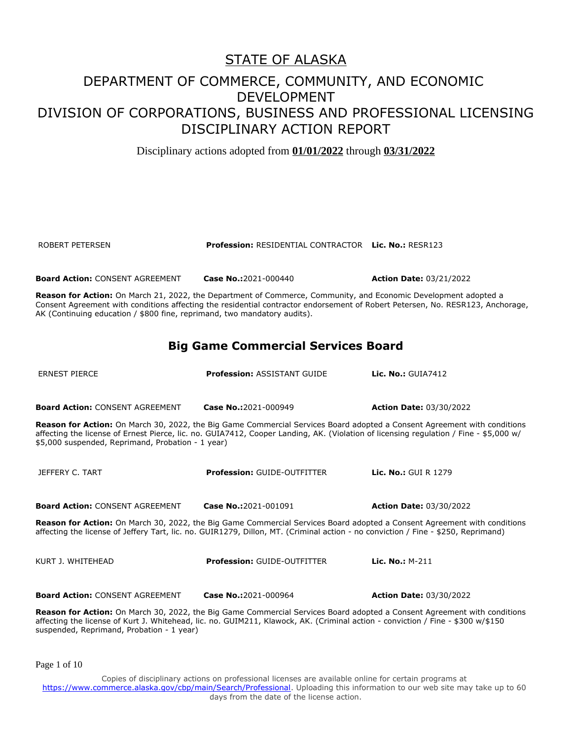# STATE OF ALASKA

## DEPARTMENT OF COMMERCE, COMMUNITY, AND ECONOMIC DEVELOPMENT
## DIVISION OF CORPORATIONS, BUSINESS AND PROFESSIONAL LICENSING
## DISCIPLINARY ACTION REPORT

Disciplinary actions adopted from **01/01/2022** through **03/31/2022**

ROBERT PETERSEN **Profession:** RESIDENTIAL CONTRACTOR **Lic. No.:** RESR123

**Board Action:** CONSENT AGREEMENT **Case No.:**2021-000440 **Action Date:** 03/21/2022

**Reason for Action:** On March 21, 2022, the Department of Commerce, Community, and Economic Development adopted a Consent Agreement with conditions affecting the residential contractor endorsement of Robert Petersen, No. RESR123, Anchorage, AK (Continuing education / $800 fine, reprimand, two mandatory audits).

## Big Game Commercial Services Board

ERNEST PIERCE **Profession:** ASSISTANT GUIDE **Lic. No.:** GUIA7412

**Board Action:** CONSENT AGREEMENT **Case No.:**2021-000949 **Action Date:** 03/30/2022

**Reason for Action:** On March 30, 2022, the Big Game Commercial Services Board adopted a Consent Agreement with conditions affecting the license of Ernest Pierce, lic. no. GUIA7412, Cooper Landing, AK. (Violation of licensing regulation / Fine - $5,000 w/ $5,000 suspended, Reprimand, Probation - 1 year)

JEFFERY C. TART **Profession:** GUIDE-OUTFITTER **Lic. No.:** GUI R 1279

**Board Action:** CONSENT AGREEMENT **Case No.:**2021-001091 **Action Date:** 03/30/2022

**Reason for Action:** On March 30, 2022, the Big Game Commercial Services Board adopted a Consent Agreement with conditions affecting the license of Jeffery Tart, lic. no. GUIR1279, Dillon, MT. (Criminal action - no conviction / Fine - $250, Reprimand)

KURT J. WHITEHEAD **Profession:** GUIDE-OUTFITTER **Lic. No.:** M-211

**Board Action:** CONSENT AGREEMENT **Case No.:**2021-000964 **Action Date:** 03/30/2022

**Reason for Action:** On March 30, 2022, the Big Game Commercial Services Board adopted a Consent Agreement with conditions affecting the license of Kurt J. Whitehead, lic. no. GUIM211, Klawock, AK. (Criminal action - conviction / Fine - $300 w/$150 suspended, Reprimand, Probation - 1 year)

Copies of disciplinary actions on professional licenses are available online for certain programs at https://www.commerce.alaska.gov/cbp/main/Search/Professional. Uploading this information to our web site may take up to 60 days from the date of the license action.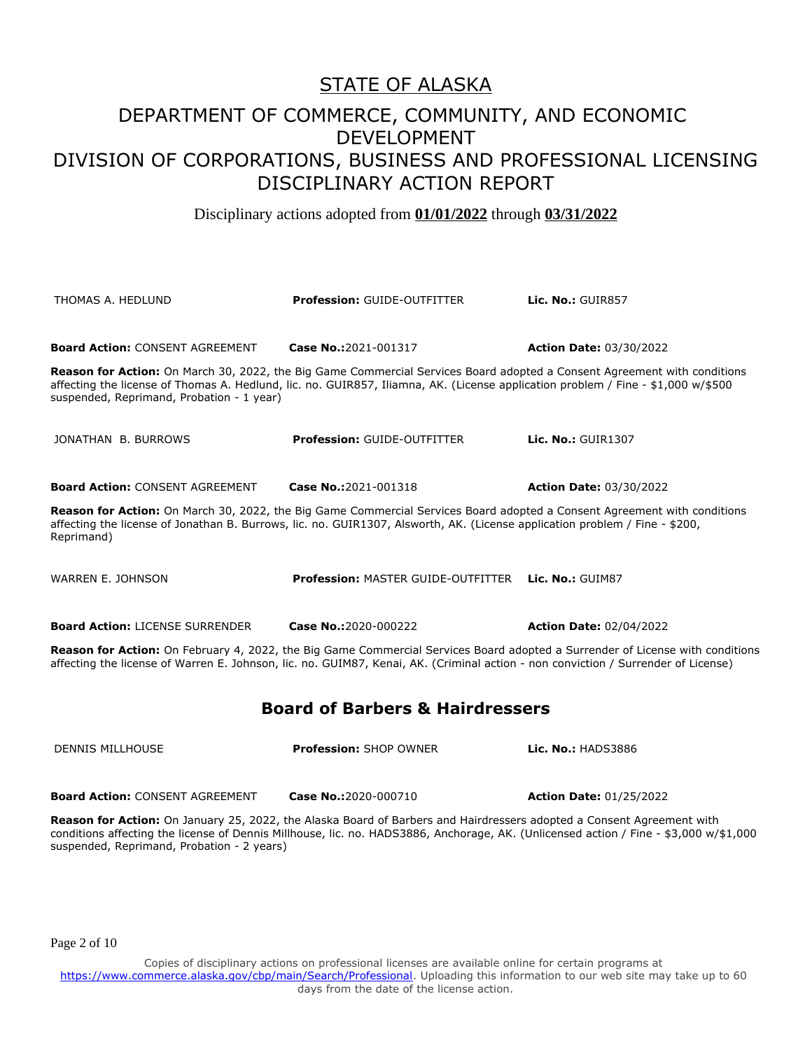# STATE OF ALASKA

## DEPARTMENT OF COMMERCE, COMMUNITY, AND ECONOMIC DEVELOPMENT

## DIVISION OF CORPORATIONS, BUSINESS AND PROFESSIONAL LICENSING

## DISCIPLINARY ACTION REPORT

Disciplinary actions adopted from **01/01/2022** through **03/31/2022**

THOMAS A. HEDLUND | **Profession:** GUIDE-OUTFITTER | **Lic. No.:** GUIR857

**Board Action:** CONSENT AGREEMENT | **Case No.:** 2021-001317 | **Action Date:** 03/30/2022

**Reason for Action:** On March 30, 2022, the Big Game Commercial Services Board adopted a Consent Agreement with conditions affecting the license of Thomas A. Hedlund, lic. no. GUIR857, Iliamna, AK. (License application problem / Fine - $1,000 w/$500 suspended, Reprimand, Probation - 1 year)

JONATHAN B. BURROWS | **Profession:** GUIDE-OUTFITTER | **Lic. No.:** GUIR1307

**Board Action:** CONSENT AGREEMENT | **Case No.:** 2021-001318 | **Action Date:** 03/30/2022

**Reason for Action:** On March 30, 2022, the Big Game Commercial Services Board adopted a Consent Agreement with conditions affecting the license of Jonathan B. Burrows, lic. no. GUIR1307, Alsworth, AK. (License application problem / Fine - $200, Reprimand)

WARREN E. JOHNSON | **Profession:** MASTER GUIDE-OUTFITTER | **Lic. No.:** GUIM87

**Board Action:** LICENSE SURRENDER | **Case No.:** 2020-000222 | **Action Date:** 02/04/2022

**Reason for Action:** On February 4, 2022, the Big Game Commercial Services Board adopted a Surrender of License with conditions affecting the license of Warren E. Johnson, lic. no. GUIM87, Kenai, AK. (Criminal action - non conviction / Surrender of License)

## Board of Barbers & Hairdressers

DENNIS MILLHOUSE | **Profession:** SHOP OWNER | **Lic. No.:** HADS3886

**Board Action:** CONSENT AGREEMENT | **Case No.:** 2020-000710 | **Action Date:** 01/25/2022

**Reason for Action:** On January 25, 2022, the Alaska Board of Barbers and Hairdressers adopted a Consent Agreement with conditions affecting the license of Dennis Millhouse, lic. no. HADS3886, Anchorage, AK. (Unlicensed action / Fine - $3,000 w/$1,000 suspended, Reprimand, Probation - 2 years)

Copies of disciplinary actions on professional licenses are available online for certain programs at https://www.commerce.alaska.gov/cbp/main/Search/Professional. Uploading this information to our web site may take up to 60 days from the date of the license action.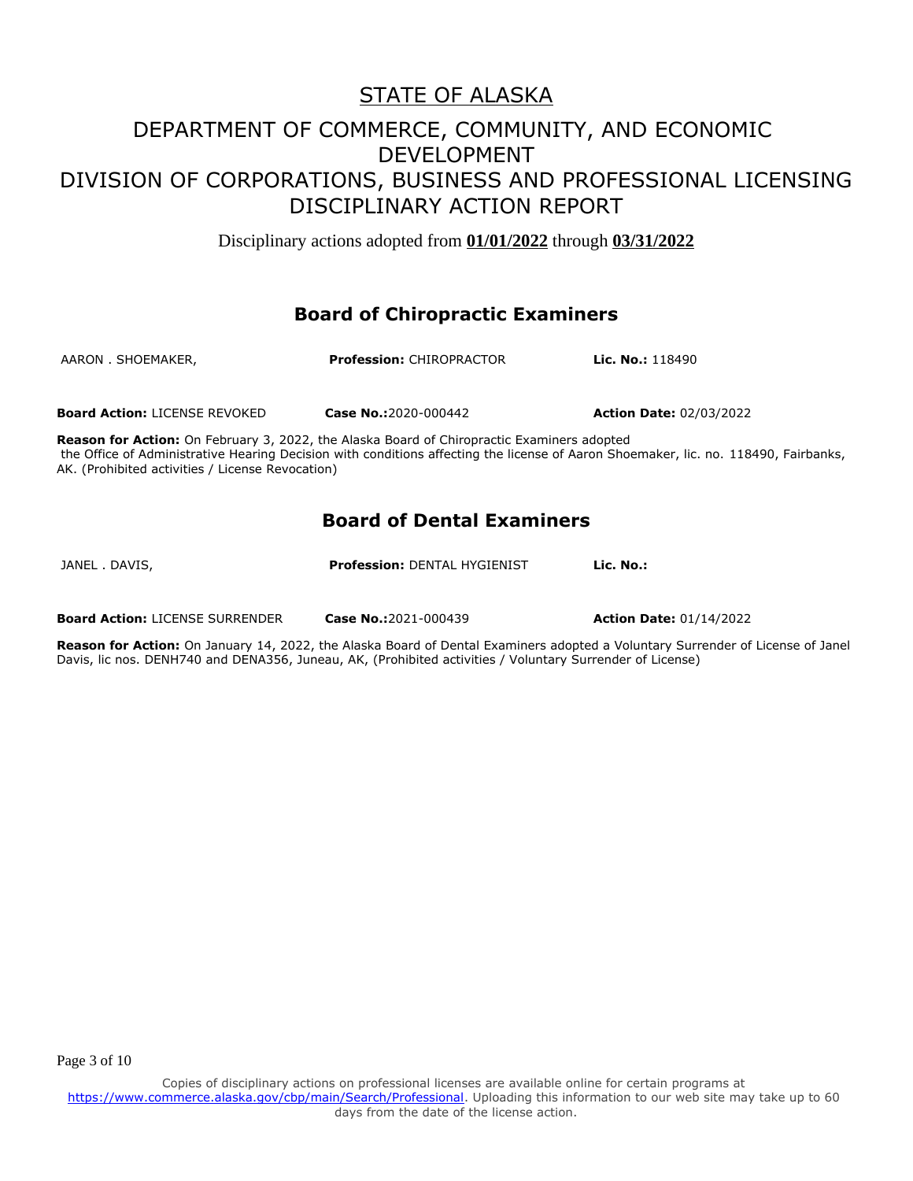# STATE OF ALASKA

## DEPARTMENT OF COMMERCE, COMMUNITY, AND ECONOMIC DEVELOPMENT
## DIVISION OF CORPORATIONS, BUSINESS AND PROFESSIONAL LICENSING
## DISCIPLINARY ACTION REPORT

Disciplinary actions adopted from **01/01/2022** through **03/31/2022**

### Board of Chiropractic Examiners

AARON . SHOEMAKER, **Profession:** CHIROPRACTOR **Lic. No.:** 118490

**Board Action:** LICENSE REVOKED **Case No.:**2020-000442 **Action Date:** 02/03/2022

**Reason for Action:** On February 3, 2022, the Alaska Board of Chiropractic Examiners adopted the Office of Administrative Hearing Decision with conditions affecting the license of Aaron Shoemaker, lic. no. 118490, Fairbanks, AK. (Prohibited activities / License Revocation)

### Board of Dental Examiners

JANEL . DAVIS, **Profession:** DENTAL HYGIENIST **Lic. No.:**

**Board Action:** LICENSE SURRENDER **Case No.:**2021-000439 **Action Date:** 01/14/2022

**Reason for Action:** On January 14, 2022, the Alaska Board of Dental Examiners adopted a Voluntary Surrender of License of Janel Davis, lic nos. DENH740 and DENA356, Juneau, AK, (Prohibited activities / Voluntary Surrender of License)

Copies of disciplinary actions on professional licenses are available online for certain programs at https://www.commerce.alaska.gov/cbp/main/Search/Professional. Uploading this information to our web site may take up to 60 days from the date of the license action.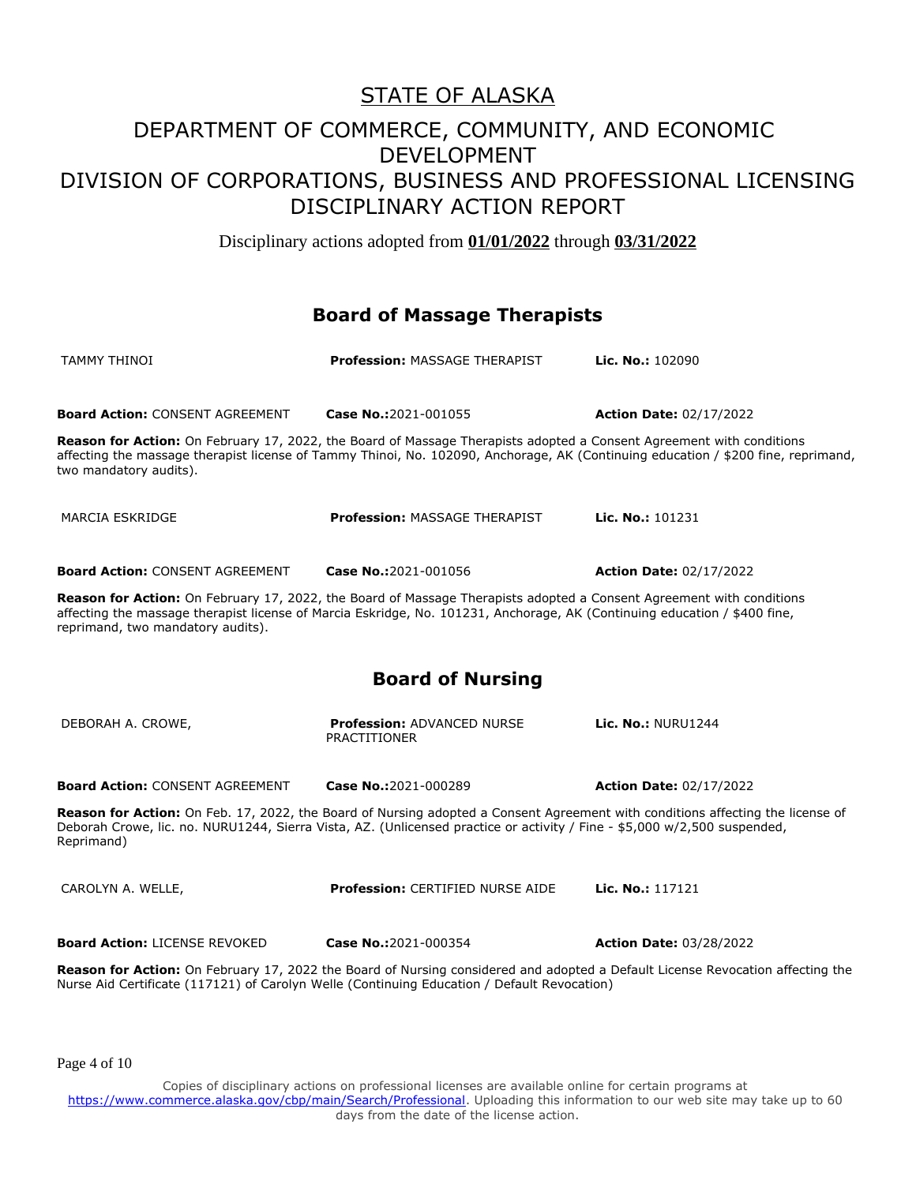# STATE OF ALASKA

## DEPARTMENT OF COMMERCE, COMMUNITY, AND ECONOMIC DEVELOPMENT
## DIVISION OF CORPORATIONS, BUSINESS AND PROFESSIONAL LICENSING
## DISCIPLINARY ACTION REPORT

Disciplinary actions adopted from **01/01/2022** through **03/31/2022**

### Board of Massage Therapists

TAMMY THINOI | **Profession:** MASSAGE THERAPIST | **Lic. No.:** 102090

**Board Action:** CONSENT AGREEMENT | **Case No.:**2021-001055 | **Action Date:** 02/17/2022

**Reason for Action:** On February 17, 2022, the Board of Massage Therapists adopted a Consent Agreement with conditions affecting the massage therapist license of Tammy Thinoi, No. 102090, Anchorage, AK (Continuing education / $200 fine, reprimand, two mandatory audits).

MARCIA ESKRIDGE | **Profession:** MASSAGE THERAPIST | **Lic. No.:** 101231

**Board Action:** CONSENT AGREEMENT | **Case No.:**2021-001056 | **Action Date:** 02/17/2022

**Reason for Action:** On February 17, 2022, the Board of Massage Therapists adopted a Consent Agreement with conditions affecting the massage therapist license of Marcia Eskridge, No. 101231, Anchorage, AK (Continuing education / $400 fine, reprimand, two mandatory audits).

### Board of Nursing

DEBORAH A. CROWE, | **Profession:** ADVANCED NURSE PRACTITIONER | **Lic. No.:** NURU1244

**Board Action:** CONSENT AGREEMENT | **Case No.:**2021-000289 | **Action Date:** 02/17/2022

**Reason for Action:** On Feb. 17, 2022, the Board of Nursing adopted a Consent Agreement with conditions affecting the license of Deborah Crowe, lic. no. NURU1244, Sierra Vista, AZ. (Unlicensed practice or activity / Fine - $5,000 w/2,500 suspended, Reprimand)

CAROLYN A. WELLE, | **Profession:** CERTIFIED NURSE AIDE | **Lic. No.:** 117121

**Board Action:** LICENSE REVOKED | **Case No.:**2021-000354 | **Action Date:** 03/28/2022

**Reason for Action:** On February 17, 2022 the Board of Nursing considered and adopted a Default License Revocation affecting the Nurse Aid Certificate (117121) of Carolyn Welle (Continuing Education / Default Revocation)

Copies of disciplinary actions on professional licenses are available online for certain programs at https://www.commerce.alaska.gov/cbp/main/Search/Professional. Uploading this information to our web site may take up to 60 days from the date of the license action.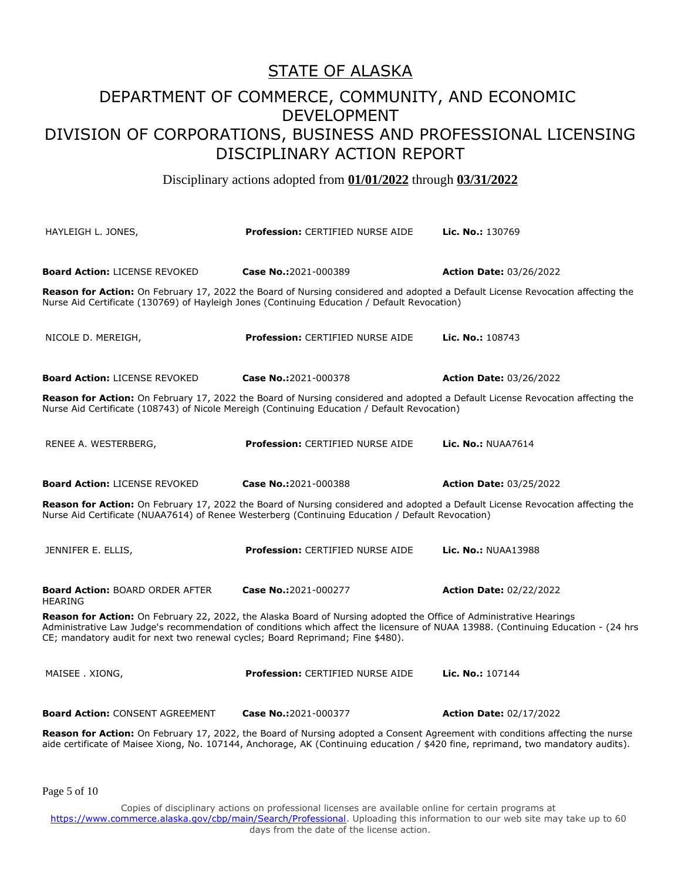# STATE OF ALASKA

## DEPARTMENT OF COMMERCE, COMMUNITY, AND ECONOMIC DEVELOPMENT

## DIVISION OF CORPORATIONS, BUSINESS AND PROFESSIONAL LICENSING DISCIPLINARY ACTION REPORT

Disciplinary actions adopted from **01/01/2022** through **03/31/2022**

HAYLEIGH L. JONES, **Profession:** CERTIFIED NURSE AIDE **Lic. No.:** 130769

**Board Action:** LICENSE REVOKED **Case No.:**2021-000389 **Action Date:** 03/26/2022

**Reason for Action:** On February 17, 2022 the Board of Nursing considered and adopted a Default License Revocation affecting the Nurse Aid Certificate (130769) of Hayleigh Jones (Continuing Education / Default Revocation)

NICOLE D. MEREIGH, **Profession:** CERTIFIED NURSE AIDE **Lic. No.:** 108743

**Board Action:** LICENSE REVOKED **Case No.:**2021-000378 **Action Date:** 03/26/2022

**Reason for Action:** On February 17, 2022 the Board of Nursing considered and adopted a Default License Revocation affecting the Nurse Aid Certificate (108743) of Nicole Mereigh (Continuing Education / Default Revocation)

RENEE A. WESTERBERG, **Profession:** CERTIFIED NURSE AIDE **Lic. No.:** NUAA7614

**Board Action:** LICENSE REVOKED **Case No.:**2021-000388 **Action Date:** 03/25/2022

**Reason for Action:** On February 17, 2022 the Board of Nursing considered and adopted a Default License Revocation affecting the Nurse Aid Certificate (NUAA7614) of Renee Westerberg (Continuing Education / Default Revocation)

JENNIFER E. ELLIS, **Profession:** CERTIFIED NURSE AIDE **Lic. No.:** NUAA13988

**Board Action:** BOARD ORDER AFTER HEARING **Case No.:**2021-000277 **Action Date:** 02/22/2022

**Reason for Action:** On February 22, 2022, the Alaska Board of Nursing adopted the Office of Administrative Hearings Administrative Law Judge's recommendation of conditions which affect the licensure of NUAA 13988. (Continuing Education - (24 hrs CE; mandatory audit for next two renewal cycles; Board Reprimand; Fine $480).

MAISEE . XIONG, **Profession:** CERTIFIED NURSE AIDE **Lic. No.:** 107144

**Board Action:** CONSENT AGREEMENT **Case No.:**2021-000377 **Action Date:** 02/17/2022

**Reason for Action:** On February 17, 2022, the Board of Nursing adopted a Consent Agreement with conditions affecting the nurse aide certificate of Maisee Xiong, No. 107144, Anchorage, AK (Continuing education / $420 fine, reprimand, two mandatory audits).

Copies of disciplinary actions on professional licenses are available online for certain programs at https://www.commerce.alaska.gov/cbp/main/Search/Professional. Uploading this information to our web site may take up to 60 days from the date of the license action.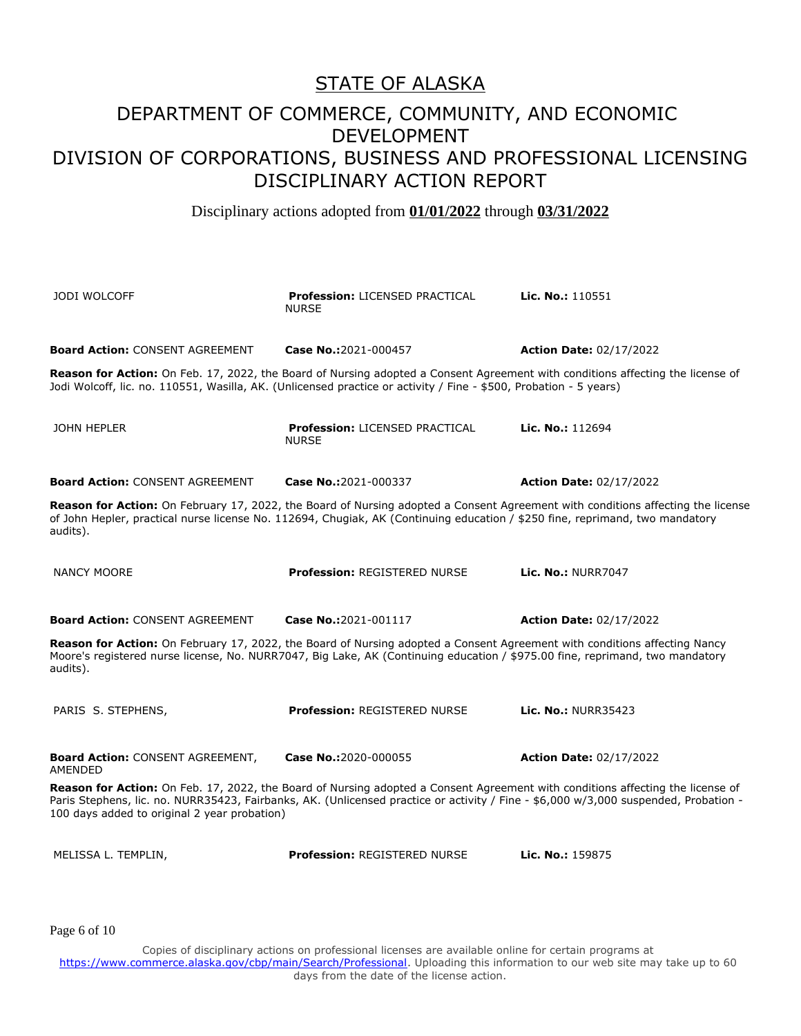# STATE OF ALASKA

## DEPARTMENT OF COMMERCE, COMMUNITY, AND ECONOMIC DEVELOPMENT

## DIVISION OF CORPORATIONS, BUSINESS AND PROFESSIONAL LICENSING DISCIPLINARY ACTION REPORT

Disciplinary actions adopted from **01/01/2022** through **03/31/2022**

JODI WOLCOFF | **Profession:** LICENSED PRACTICAL NURSE | **Lic. No.:** 110551

**Board Action:** CONSENT AGREEMENT | **Case No.:**2021-000457 | **Action Date:** 02/17/2022

**Reason for Action:** On Feb. 17, 2022, the Board of Nursing adopted a Consent Agreement with conditions affecting the license of Jodi Wolcoff, lic. no. 110551, Wasilla, AK. (Unlicensed practice or activity / Fine - $500, Probation - 5 years)

JOHN HEPLER | **Profession:** LICENSED PRACTICAL NURSE | **Lic. No.:** 112694

**Board Action:** CONSENT AGREEMENT | **Case No.:**2021-000337 | **Action Date:** 02/17/2022

**Reason for Action:** On February 17, 2022, the Board of Nursing adopted a Consent Agreement with conditions affecting the license of John Hepler, practical nurse license No. 112694, Chugiak, AK (Continuing education / $250 fine, reprimand, two mandatory audits).

NANCY MOORE | **Profession:** REGISTERED NURSE | **Lic. No.:** NURR7047

**Board Action:** CONSENT AGREEMENT | **Case No.:**2021-001117 | **Action Date:** 02/17/2022

**Reason for Action:** On February 17, 2022, the Board of Nursing adopted a Consent Agreement with conditions affecting Nancy Moore's registered nurse license, No. NURR7047, Big Lake, AK (Continuing education / $975.00 fine, reprimand, two mandatory audits).

PARIS S. STEPHENS, | **Profession:** REGISTERED NURSE | **Lic. No.:** NURR35423

**Board Action:** CONSENT AGREEMENT, AMENDED | **Case No.:**2020-000055 | **Action Date:** 02/17/2022

**Reason for Action:** On Feb. 17, 2022, the Board of Nursing adopted a Consent Agreement with conditions affecting the license of Paris Stephens, lic. no. NURR35423, Fairbanks, AK. (Unlicensed practice or activity / Fine - $6,000 w/3,000 suspended, Probation - 100 days added to original 2 year probation)

MELISSA L. TEMPLIN, | **Profession:** REGISTERED NURSE | **Lic. No.:** 159875

Copies of disciplinary actions on professional licenses are available online for certain programs at https://www.commerce.alaska.gov/cbp/main/Search/Professional. Uploading this information to our web site may take up to 60 days from the date of the license action.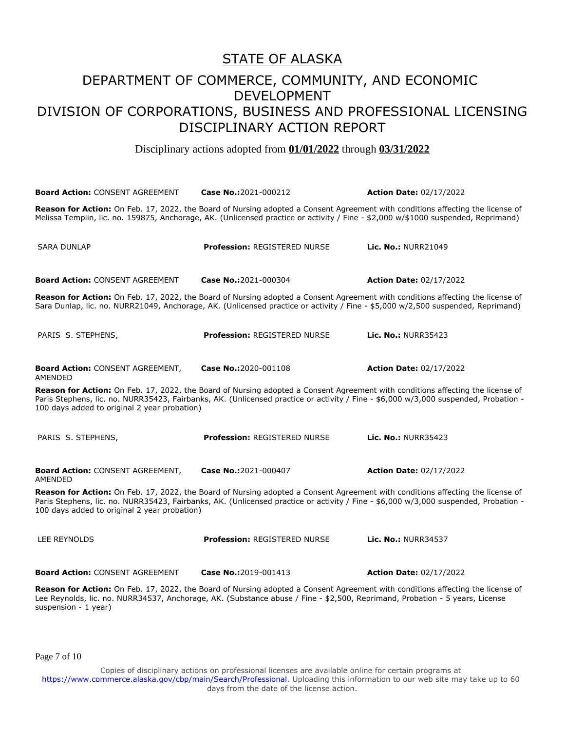# STATE OF ALASKA

## DEPARTMENT OF COMMERCE, COMMUNITY, AND ECONOMIC DEVELOPMENT
## DIVISION OF CORPORATIONS, BUSINESS AND PROFESSIONAL LICENSING
## DISCIPLINARY ACTION REPORT

Disciplinary actions adopted from **01/01/2022** through **03/31/2022**

**Board Action:** CONSENT AGREEMENT | **Case No.:**2021-000212 | **Action Date:** 02/17/2022

**Reason for Action:** On Feb. 17, 2022, the Board of Nursing adopted a Consent Agreement with conditions affecting the license of Melissa Templin, lic. no. 159875, Anchorage, AK. (Unlicensed practice or activity / Fine - $2,000 w/$1000 suspended, Reprimand)

SARA DUNLAP | **Profession:** REGISTERED NURSE | **Lic. No.:** NURR21049

**Board Action:** CONSENT AGREEMENT | **Case No.:**2021-000304 | **Action Date:** 02/17/2022

**Reason for Action:** On Feb. 17, 2022, the Board of Nursing adopted a Consent Agreement with conditions affecting the license of Sara Dunlap, lic. no. NURR21049, Anchorage, AK. (Unlicensed practice or activity / Fine - $5,000 w/2,500 suspended, Reprimand)

PARIS S. STEPHENS, | **Profession:** REGISTERED NURSE | **Lic. No.:** NURR35423

**Board Action:** CONSENT AGREEMENT, AMENDED | **Case No.:**2020-001108 | **Action Date:** 02/17/2022

**Reason for Action:** On Feb. 17, 2022, the Board of Nursing adopted a Consent Agreement with conditions affecting the license of Paris Stephens, lic. no. NURR35423, Fairbanks, AK. (Unlicensed practice or activity / Fine - $6,000 w/3,000 suspended, Probation - 100 days added to original 2 year probation)

PARIS S. STEPHENS, | **Profession:** REGISTERED NURSE | **Lic. No.:** NURR35423

**Board Action:** CONSENT AGREEMENT, AMENDED | **Case No.:**2021-000407 | **Action Date:** 02/17/2022

**Reason for Action:** On Feb. 17, 2022, the Board of Nursing adopted a Consent Agreement with conditions affecting the license of Paris Stephens, lic. no. NURR35423, Fairbanks, AK. (Unlicensed practice or activity / Fine - $6,000 w/3,000 suspended, Probation - 100 days added to original 2 year probation)

LEE REYNOLDS | **Profession:** REGISTERED NURSE | **Lic. No.:** NURR34537

**Board Action:** CONSENT AGREEMENT | **Case No.:**2019-001413 | **Action Date:** 02/17/2022

**Reason for Action:** On Feb. 17, 2022, the Board of Nursing adopted a Consent Agreement with conditions affecting the license of Lee Reynolds, lic. no. NURR34537, Anchorage, AK. (Substance abuse / Fine - $2,500, Reprimand, Probation - 5 years, License suspension - 1 year)

Copies of disciplinary actions on professional licenses are available online for certain programs at https://www.commerce.alaska.gov/cbp/main/Search/Professional. Uploading this information to our web site may take up to 60 days from the date of the license action.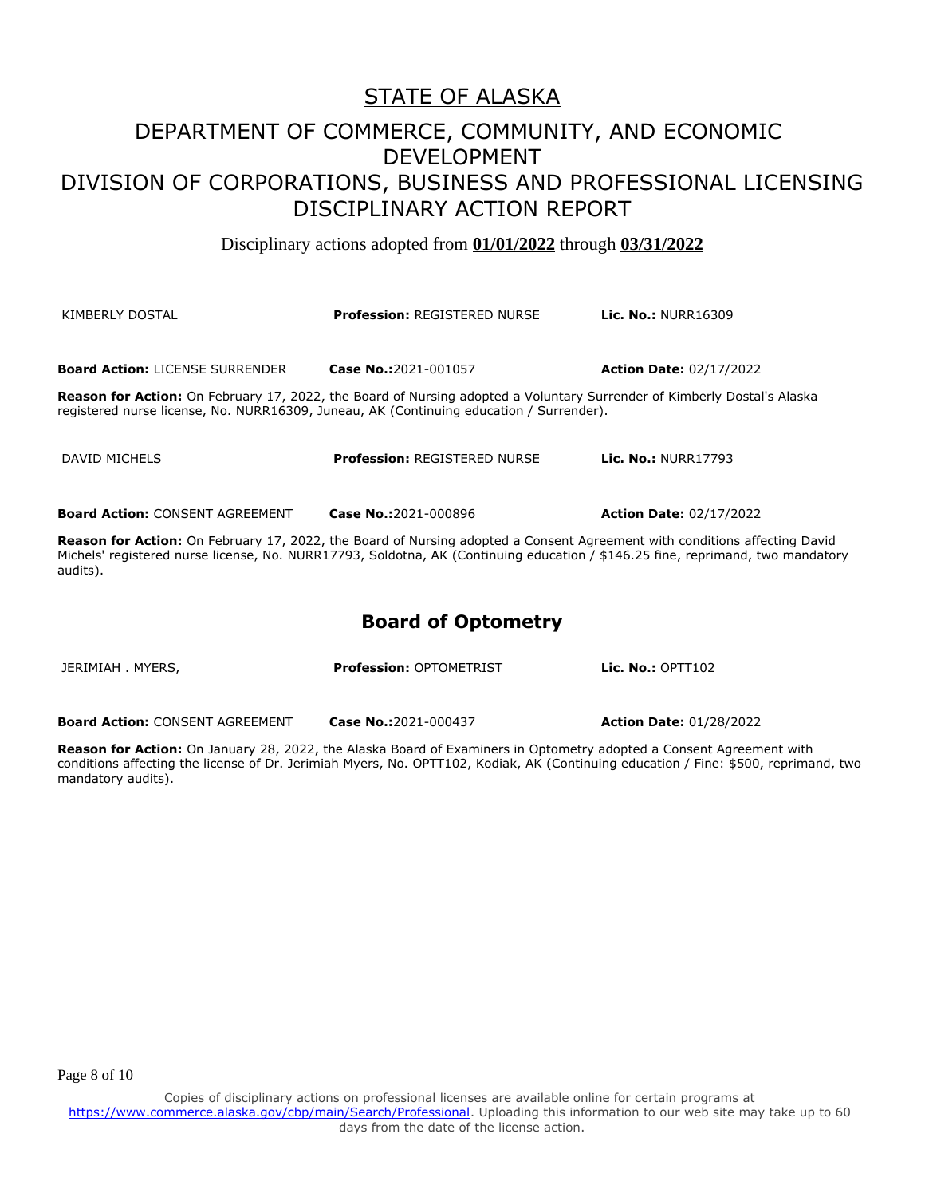# STATE OF ALASKA

## DEPARTMENT OF COMMERCE, COMMUNITY, AND ECONOMIC DEVELOPMENT
## DIVISION OF CORPORATIONS, BUSINESS AND PROFESSIONAL LICENSING
## DISCIPLINARY ACTION REPORT

Disciplinary actions adopted from **01/01/2022** through **03/31/2022**

KIMBERLY DOSTAL | **Profession:** REGISTERED NURSE | **Lic. No.:** NURR16309

**Board Action:** LICENSE SURRENDER | **Case No.:**2021-001057 | **Action Date:** 02/17/2022

**Reason for Action:** On February 17, 2022, the Board of Nursing adopted a Voluntary Surrender of Kimberly Dostal's Alaska registered nurse license, No. NURR16309, Juneau, AK (Continuing education / Surrender).

DAVID MICHELS | **Profession:** REGISTERED NURSE | **Lic. No.:** NURR17793

**Board Action:** CONSENT AGREEMENT | **Case No.:**2021-000896 | **Action Date:** 02/17/2022

**Reason for Action:** On February 17, 2022, the Board of Nursing adopted a Consent Agreement with conditions affecting David Michels' registered nurse license, No. NURR17793, Soldotna, AK (Continuing education / $146.25 fine, reprimand, two mandatory audits).

## Board of Optometry

JERIMIAH . MYERS, | **Profession:** OPTOMETRIST | **Lic. No.:** OPTT102

**Board Action:** CONSENT AGREEMENT | **Case No.:**2021-000437 | **Action Date:** 01/28/2022

**Reason for Action:** On January 28, 2022, the Alaska Board of Examiners in Optometry adopted a Consent Agreement with conditions affecting the license of Dr. Jerimiah Myers, No. OPTT102, Kodiak, AK (Continuing education / Fine: $500, reprimand, two mandatory audits).

Copies of disciplinary actions on professional licenses are available online for certain programs at https://www.commerce.alaska.gov/cbp/main/Search/Professional. Uploading this information to our web site may take up to 60 days from the date of the license action.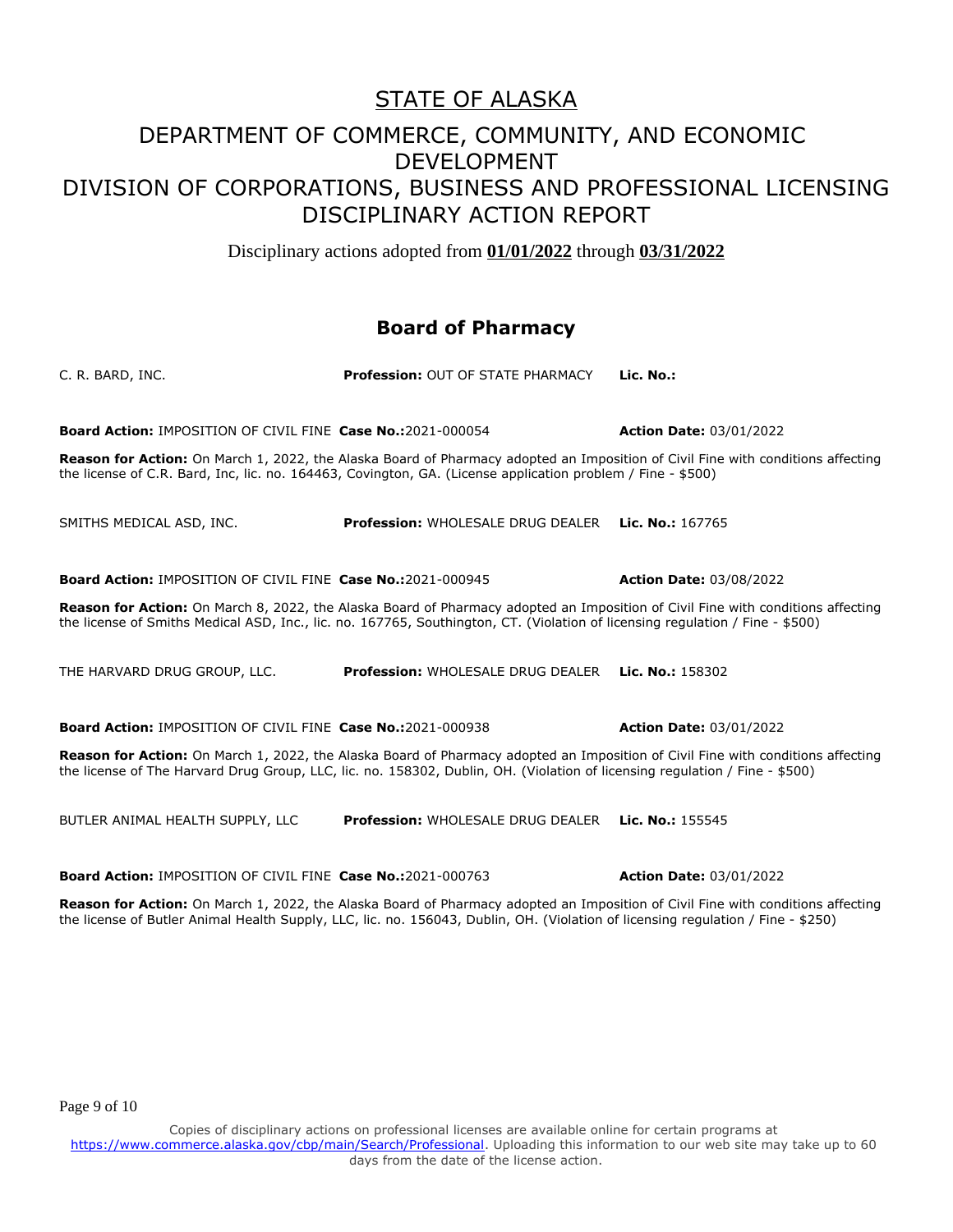# STATE OF ALASKA

## DEPARTMENT OF COMMERCE, COMMUNITY, AND ECONOMIC DEVELOPMENT
## DIVISION OF CORPORATIONS, BUSINESS AND PROFESSIONAL LICENSING
## DISCIPLINARY ACTION REPORT

Disciplinary actions adopted from **01/01/2022** through **03/31/2022**

### Board of Pharmacy

C. R. BARD, INC. **Profession:** OUT OF STATE PHARMACY **Lic. No.:**

**Board Action:** IMPOSITION OF CIVIL FINE **Case No.:**2021-000054 **Action Date:** 03/01/2022

**Reason for Action:** On March 1, 2022, the Alaska Board of Pharmacy adopted an Imposition of Civil Fine with conditions affecting the license of C.R. Bard, Inc, lic. no. 164463, Covington, GA. (License application problem / Fine - $500)

SMITHS MEDICAL ASD, INC. **Profession:** WHOLESALE DRUG DEALER **Lic. No.:** 167765

**Board Action:** IMPOSITION OF CIVIL FINE **Case No.:**2021-000945 **Action Date:** 03/08/2022

**Reason for Action:** On March 8, 2022, the Alaska Board of Pharmacy adopted an Imposition of Civil Fine with conditions affecting the license of Smiths Medical ASD, Inc., lic. no. 167765, Southington, CT. (Violation of licensing regulation / Fine - $500)

THE HARVARD DRUG GROUP, LLC. **Profession:** WHOLESALE DRUG DEALER **Lic. No.:** 158302

**Board Action:** IMPOSITION OF CIVIL FINE **Case No.:**2021-000938 **Action Date:** 03/01/2022

**Reason for Action:** On March 1, 2022, the Alaska Board of Pharmacy adopted an Imposition of Civil Fine with conditions affecting the license of The Harvard Drug Group, LLC, lic. no. 158302, Dublin, OH. (Violation of licensing regulation / Fine - $500)

BUTLER ANIMAL HEALTH SUPPLY, LLC **Profession:** WHOLESALE DRUG DEALER **Lic. No.:** 155545

**Board Action:** IMPOSITION OF CIVIL FINE **Case No.:**2021-000763 **Action Date:** 03/01/2022

**Reason for Action:** On March 1, 2022, the Alaska Board of Pharmacy adopted an Imposition of Civil Fine with conditions affecting the license of Butler Animal Health Supply, LLC, lic. no. 156043, Dublin, OH. (Violation of licensing regulation / Fine - $250)

Copies of disciplinary actions on professional licenses are available online for certain programs at https://www.commerce.alaska.gov/cbp/main/Search/Professional. Uploading this information to our web site may take up to 60 days from the date of the license action.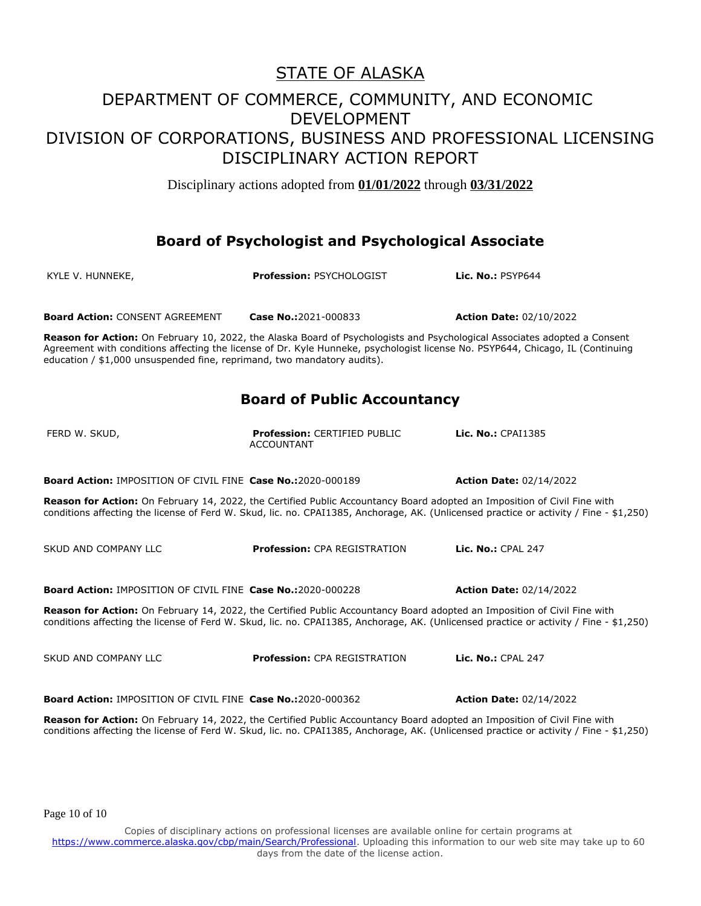# STATE OF ALASKA

## DEPARTMENT OF COMMERCE, COMMUNITY, AND ECONOMIC DEVELOPMENT
## DIVISION OF CORPORATIONS, BUSINESS AND PROFESSIONAL LICENSING
## DISCIPLINARY ACTION REPORT

Disciplinary actions adopted from **01/01/2022** through **03/31/2022**

### Board of Psychologist and Psychological Associate

KYLE V. HUNNEKE, **Profession:** PSYCHOLOGIST **Lic. No.:** PSYP644

**Board Action:** CONSENT AGREEMENT **Case No.:**2021-000833 **Action Date:** 02/10/2022

**Reason for Action:** On February 10, 2022, the Alaska Board of Psychologists and Psychological Associates adopted a Consent Agreement with conditions affecting the license of Dr. Kyle Hunneke, psychologist license No. PSYP644, Chicago, IL (Continuing education / $1,000 unsuspended fine, reprimand, two mandatory audits).

### Board of Public Accountancy

FERD W. SKUD, **Profession:** CERTIFIED PUBLIC ACCOUNTANT **Lic. No.:** CPAI1385

**Board Action:** IMPOSITION OF CIVIL FINE **Case No.:**2020-000189 **Action Date:** 02/14/2022

**Reason for Action:** On February 14, 2022, the Certified Public Accountancy Board adopted an Imposition of Civil Fine with conditions affecting the license of Ferd W. Skud, lic. no. CPAI1385, Anchorage, AK. (Unlicensed practice or activity / Fine - $1,250)

SKUD AND COMPANY LLC **Profession:** CPA REGISTRATION **Lic. No.:** CPAL 247

**Board Action:** IMPOSITION OF CIVIL FINE **Case No.:**2020-000228 **Action Date:** 02/14/2022

**Reason for Action:** On February 14, 2022, the Certified Public Accountancy Board adopted an Imposition of Civil Fine with conditions affecting the license of Ferd W. Skud, lic. no. CPAI1385, Anchorage, AK. (Unlicensed practice or activity / Fine - $1,250)

SKUD AND COMPANY LLC **Profession:** CPA REGISTRATION **Lic. No.:** CPAL 247

**Board Action:** IMPOSITION OF CIVIL FINE **Case No.:**2020-000362 **Action Date:** 02/14/2022

**Reason for Action:** On February 14, 2022, the Certified Public Accountancy Board adopted an Imposition of Civil Fine with conditions affecting the license of Ferd W. Skud, lic. no. CPAI1385, Anchorage, AK. (Unlicensed practice or activity / Fine - $1,250)

Copies of disciplinary actions on professional licenses are available online for certain programs at https://www.commerce.alaska.gov/cbp/main/Search/Professional. Uploading this information to our web site may take up to 60 days from the date of the license action.